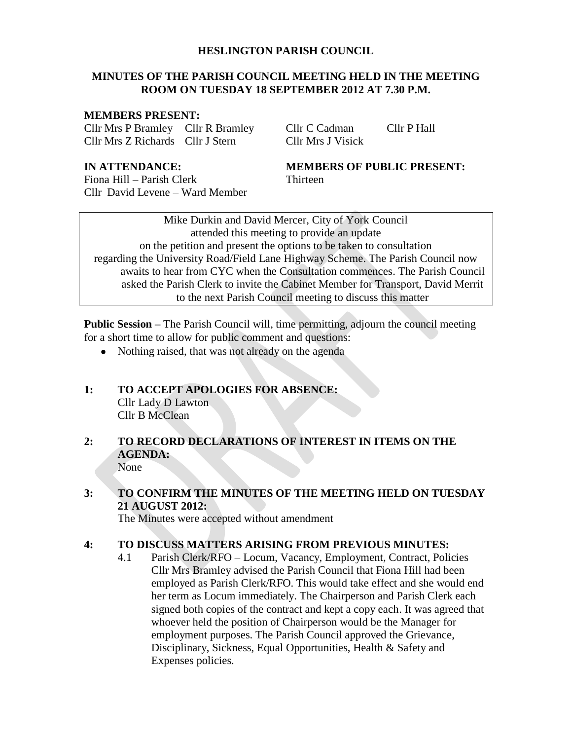# HESLINGTON PARISH COUNCIL

## MINUTES OF THE PARISH COUNCIL MEETING HELD IN THE MEETING ROOM ON TUESDAY 18 SEPTEMBER 2012 AT 7.30 P.M.

**MEMBERS PRESENT:**

Cllr Mrs P Bramley, Cllr R Bramley, Cllr C Cadman, Cllr P Hall, Cllr Mrs Z Richards, Cllr J Stern, Cllr Mrs J Visick

**IN ATTENDANCE:**

Fiona Hill – Parish Clerk
Cllr David Levene – Ward Member

**MEMBERS OF PUBLIC PRESENT:**

Thirteen

> Mike Durkin and David Mercer, City of York Council attended this meeting to provide an update on the petition and present the options to be taken to consultation regarding the University Road/Field Lane Highway Scheme. The Parish Council now awaits to hear from CYC when the Consultation commences. The Parish Council asked the Parish Clerk to invite the Cabinet Member for Transport, David Merrit to the next Parish Council meeting to discuss this matter

**Public Session –** The Parish Council will, time permitting, adjourn the council meeting for a short time to allow for public comment and questions:

- Nothing raised, that was not already on the agenda

**1: TO ACCEPT APOLOGIES FOR ABSENCE:**

Cllr Lady D Lawton
Cllr B McClean

**2: TO RECORD DECLARATIONS OF INTEREST IN ITEMS ON THE AGENDA:**

None

**3: TO CONFIRM THE MINUTES OF THE MEETING HELD ON TUESDAY 21 AUGUST 2012:**

The Minutes were accepted without amendment

**4: TO DISCUSS MATTERS ARISING FROM PREVIOUS MINUTES:**

4.1 Parish Clerk/RFO – Locum, Vacancy, Employment, Contract, Policies
Cllr Mrs Bramley advised the Parish Council that Fiona Hill had been employed as Parish Clerk/RFO. This would take effect and she would end her term as Locum immediately. The Chairperson and Parish Clerk each signed both copies of the contract and kept a copy each. It was agreed that whoever held the position of Chairperson would be the Manager for employment purposes. The Parish Council approved the Grievance, Disciplinary, Sickness, Equal Opportunities, Health & Safety and Expenses policies.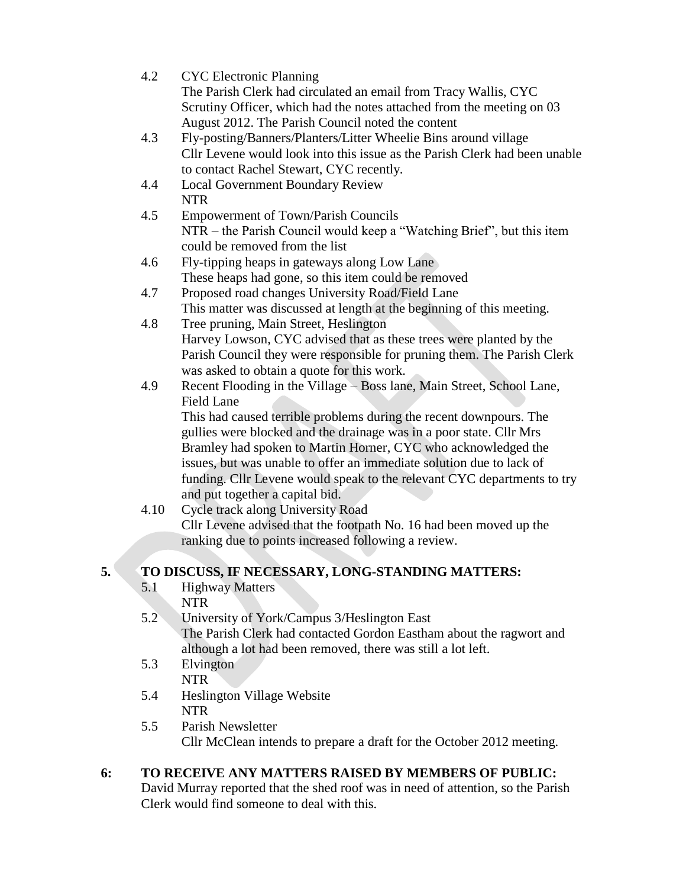4.2 CYC Electronic Planning
The Parish Clerk had circulated an email from Tracy Wallis, CYC Scrutiny Officer, which had the notes attached from the meeting on 03 August 2012. The Parish Council noted the content

4.3 Fly-posting/Banners/Planters/Litter Wheelie Bins around village
Cllr Levene would look into this issue as the Parish Clerk had been unable to contact Rachel Stewart, CYC recently.

4.4 Local Government Boundary Review
NTR

4.5 Empowerment of Town/Parish Councils
NTR – the Parish Council would keep a "Watching Brief", but this item could be removed from the list

4.6 Fly-tipping heaps in gateways along Low Lane
These heaps had gone, so this item could be removed

4.7 Proposed road changes University Road/Field Lane
This matter was discussed at length at the beginning of this meeting.

4.8 Tree pruning, Main Street, Heslington
Harvey Lowson, CYC advised that as these trees were planted by the Parish Council they were responsible for pruning them. The Parish Clerk was asked to obtain a quote for this work.

4.9 Recent Flooding in the Village – Boss lane, Main Street, School Lane, Field Lane
This had caused terrible problems during the recent downpours. The gullies were blocked and the drainage was in a poor state. Cllr Mrs Bramley had spoken to Martin Horner, CYC who acknowledged the issues, but was unable to offer an immediate solution due to lack of funding. Cllr Levene would speak to the relevant CYC departments to try and put together a capital bid.

4.10 Cycle track along University Road
Cllr Levene advised that the footpath No. 16 had been moved up the ranking due to points increased following a review.

## 5. TO DISCUSS, IF NECESSARY, LONG-STANDING MATTERS:

5.1 Highway Matters
NTR

5.2 University of York/Campus 3/Heslington East
The Parish Clerk had contacted Gordon Eastham about the ragwort and although a lot had been removed, there was still a lot left.

5.3 Elvington
NTR

5.4 Heslington Village Website
NTR

5.5 Parish Newsletter
Cllr McClean intends to prepare a draft for the October 2012 meeting.

## 6: TO RECEIVE ANY MATTERS RAISED BY MEMBERS OF PUBLIC:

David Murray reported that the shed roof was in need of attention, so the Parish Clerk would find someone to deal with this.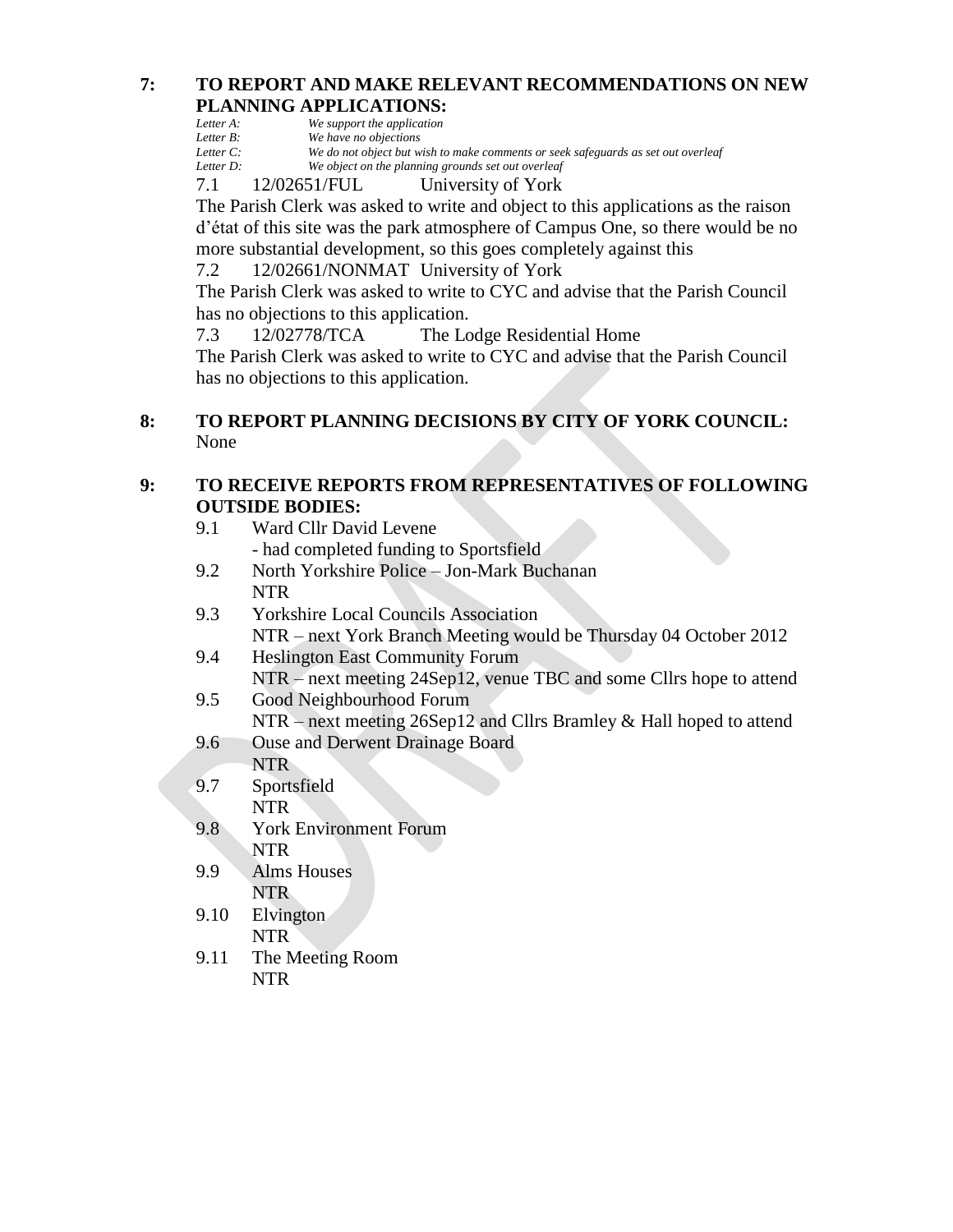## 7: TO REPORT AND MAKE RELEVANT RECOMMENDATIONS ON NEW PLANNING APPLICATIONS:

*Letter A:* *We support the application*
*Letter B:* *We have no objections*
*Letter C:* *We do not object but wish to make comments or seek safeguards as set out overleaf*
*Letter D:* *We object on the planning grounds set out overleaf*

7.1 12/02651/FUL University of York

The Parish Clerk was asked to write and object to this applications as the raison d'état of this site was the park atmosphere of Campus One, so there would be no more substantial development, so this goes completely against this

7.2 12/02661/NONMAT University of York

The Parish Clerk was asked to write to CYC and advise that the Parish Council has no objections to this application.

7.3 12/02778/TCA The Lodge Residential Home

The Parish Clerk was asked to write to CYC and advise that the Parish Council has no objections to this application.

## 8: TO REPORT PLANNING DECISIONS BY CITY OF YORK COUNCIL:

None

## 9: TO RECEIVE REPORTS FROM REPRESENTATIVES OF FOLLOWING OUTSIDE BODIES:

9.1 Ward Cllr David Levene
- had completed funding to Sportsfield

9.2 North Yorkshire Police – Jon-Mark Buchanan
NTR

9.3 Yorkshire Local Councils Association
NTR – next York Branch Meeting would be Thursday 04 October 2012

9.4 Heslington East Community Forum
NTR – next meeting 24Sep12, venue TBC and some Cllrs hope to attend

9.5 Good Neighbourhood Forum
NTR – next meeting 26Sep12 and Cllrs Bramley & Hall hoped to attend

9.6 Ouse and Derwent Drainage Board
NTR

9.7 Sportsfield
NTR

9.8 York Environment Forum
NTR

9.9 Alms Houses
NTR

9.10 Elvington
NTR

9.11 The Meeting Room
NTR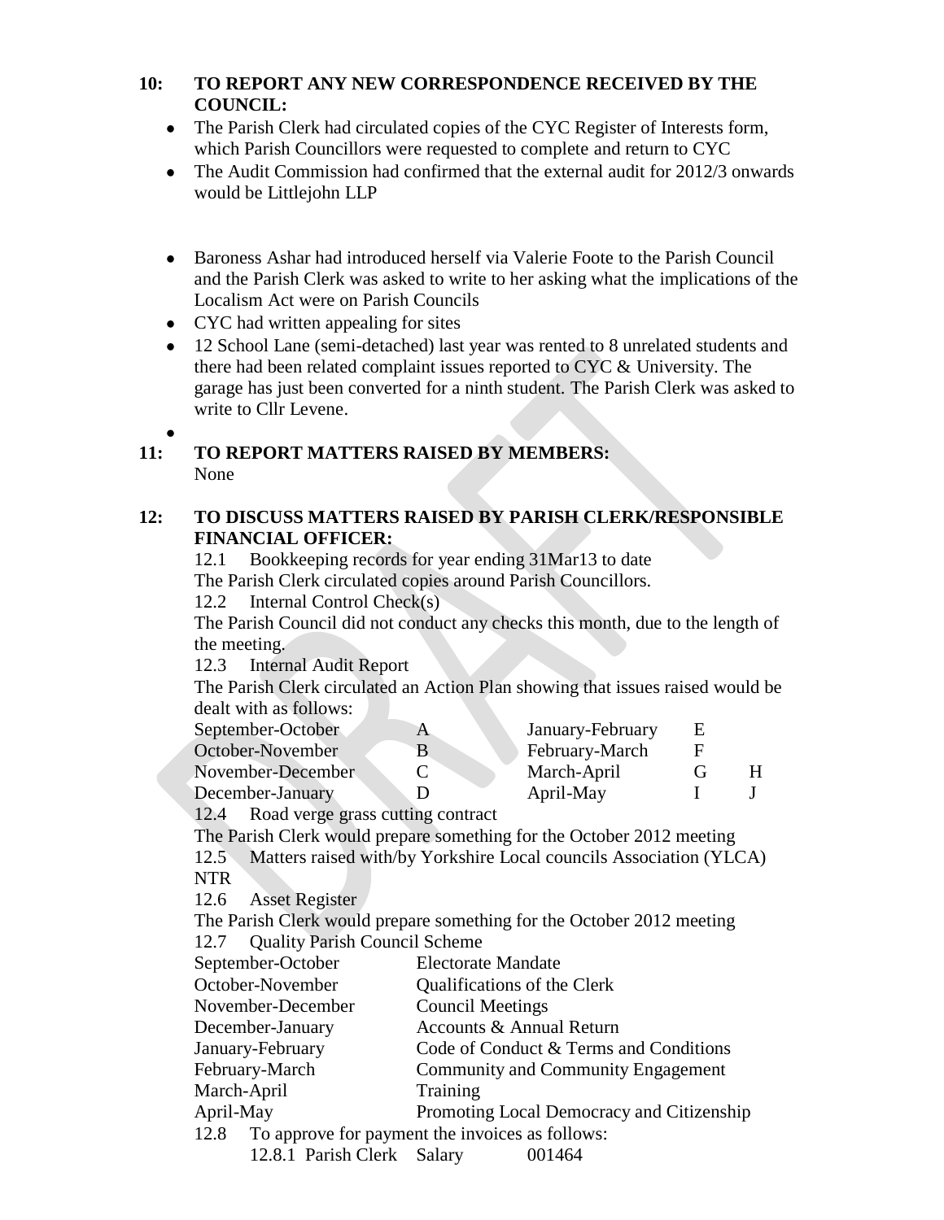**10: TO REPORT ANY NEW CORRESPONDENCE RECEIVED BY THE COUNCIL:**

- The Parish Clerk had circulated copies of the CYC Register of Interests form, which Parish Councillors were requested to complete and return to CYC
- The Audit Commission had confirmed that the external audit for 2012/3 onwards would be Littlejohn LLP
- Baroness Ashar had introduced herself via Valerie Foote to the Parish Council and the Parish Clerk was asked to write to her asking what the implications of the Localism Act were on Parish Councils
- CYC had written appealing for sites
- 12 School Lane (semi-detached) last year was rented to 8 unrelated students and there had been related complaint issues reported to CYC & University. The garage has just been converted for a ninth student. The Parish Clerk was asked to write to Cllr Levene.

**11: TO REPORT MATTERS RAISED BY MEMBERS:**

None

**12: TO DISCUSS MATTERS RAISED BY PARISH CLERK/RESPONSIBLE FINANCIAL OFFICER:**

12.1 Bookkeeping records for year ending 31Mar13 to date

The Parish Clerk circulated copies around Parish Councillors.

12.2 Internal Control Check(s)

The Parish Council did not conduct any checks this month, due to the length of the meeting.

12.3 Internal Audit Report

The Parish Clerk circulated an Action Plan showing that issues raised would be dealt with as follows:

| | | | | |
|---|---|---|---|---|
| September-October | A | January-February | E | |
| October-November | B | February-March | F | |
| November-December | C | March-April | G | H |
| December-January | D | April-May | I | J |

12.4 Road verge grass cutting contract

The Parish Clerk would prepare something for the October 2012 meeting

12.5 Matters raised with/by Yorkshire Local councils Association (YLCA)

NTR

12.6 Asset Register

The Parish Clerk would prepare something for the October 2012 meeting

12.7 Quality Parish Council Scheme

| | |
|---|---|
| September-October | Electorate Mandate |
| October-November | Qualifications of the Clerk |
| November-December | Council Meetings |
| December-January | Accounts & Annual Return |
| January-February | Code of Conduct & Terms and Conditions |
| February-March | Community and Community Engagement |
| March-April | Training |
| April-May | Promoting Local Democracy and Citizenship |

12.8 To approve for payment the invoices as follows:

12.8.1 Parish Clerk Salary 001464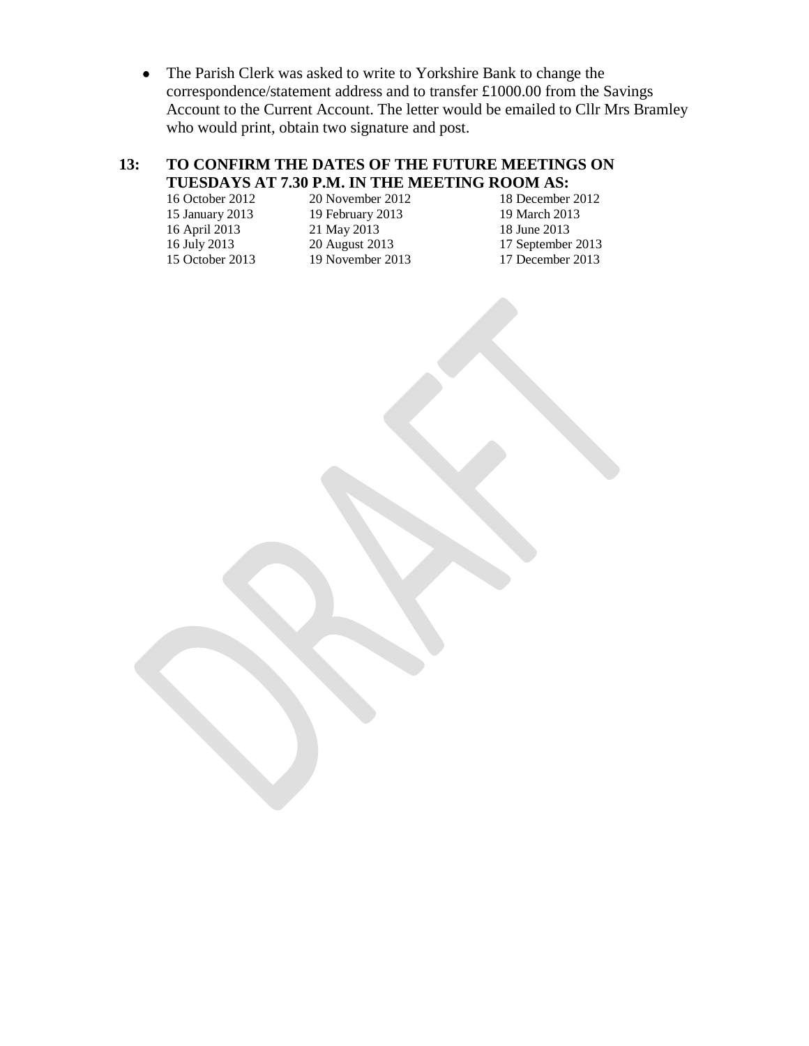- The Parish Clerk was asked to write to Yorkshire Bank to change the correspondence/statement address and to transfer £1000.00 from the Savings Account to the Current Account. The letter would be emailed to Cllr Mrs Bramley who would print, obtain two signature and post.

## 13: TO CONFIRM THE DATES OF THE FUTURE MEETINGS ON TUESDAYS AT 7.30 P.M. IN THE MEETING ROOM AS:

| | | |
|---|---|---|
| 16 October 2012 | 20 November 2012 | 18 December 2012 |
| 15 January 2013 | 19 February 2013 | 19 March 2013 |
| 16 April 2013 | 21 May 2013 | 18 June 2013 |
| 16 July 2013 | 20 August 2013 | 17 September 2013 |
| 15 October 2013 | 19 November 2013 | 17 December 2013 |

DRAFT